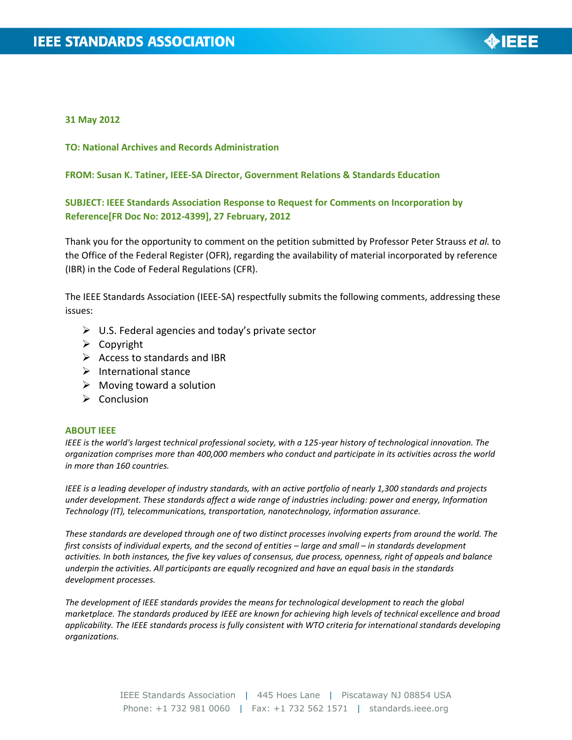**31 May 2012**

**TO: National Archives and Records Administration**

**FROM: Susan K. Tatiner, IEEE-SA Director, Government Relations & Standards Education**

**SUBJECT: IEEE Standards Association Response to Request for Comments on Incorporation by Reference[FR Doc No: 2012-4399], 27 February, 2012**

Thank you for the opportunity to comment on the petition submitted by Professor Peter Strauss *et al.* to the Office of the Federal Register (OFR), regarding the availability of material incorporated by reference (IBR) in the Code of Federal Regulations (CFR).

The IEEE Standards Association (IEEE-SA) respectfully submits the following comments, addressing these issues:

- U.S. Federal agencies and today's private sector
- Copyright
- Access to standards and IBR
- International stance
- Moving toward a solution
- Conclusion

## ABOUT IEEE

*IEEE is the world's largest technical professional society, with a 125-year history of technological innovation. The organization comprises more than 400,000 members who conduct and participate in its activities across the world in more than 160 countries.*

*IEEE is a leading developer of industry standards, with an active portfolio of nearly 1,300 standards and projects under development. These standards affect a wide range of industries including: power and energy, Information Technology (IT), telecommunications, transportation, nanotechnology, information assurance.*

*These standards are developed through one of two distinct processes involving experts from around the world. The first consists of individual experts, and the second of entities – large and small – in standards development activities. In both instances, the five key values of consensus, due process, openness, right of appeals and balance underpin the activities. All participants are equally recognized and have an equal basis in the standards development processes.*

*The development of IEEE standards provides the means for technological development to reach the global marketplace. The standards produced by IEEE are known for achieving high levels of technical excellence and broad applicability. The IEEE standards process is fully consistent with WTO criteria for international standards developing organizations.*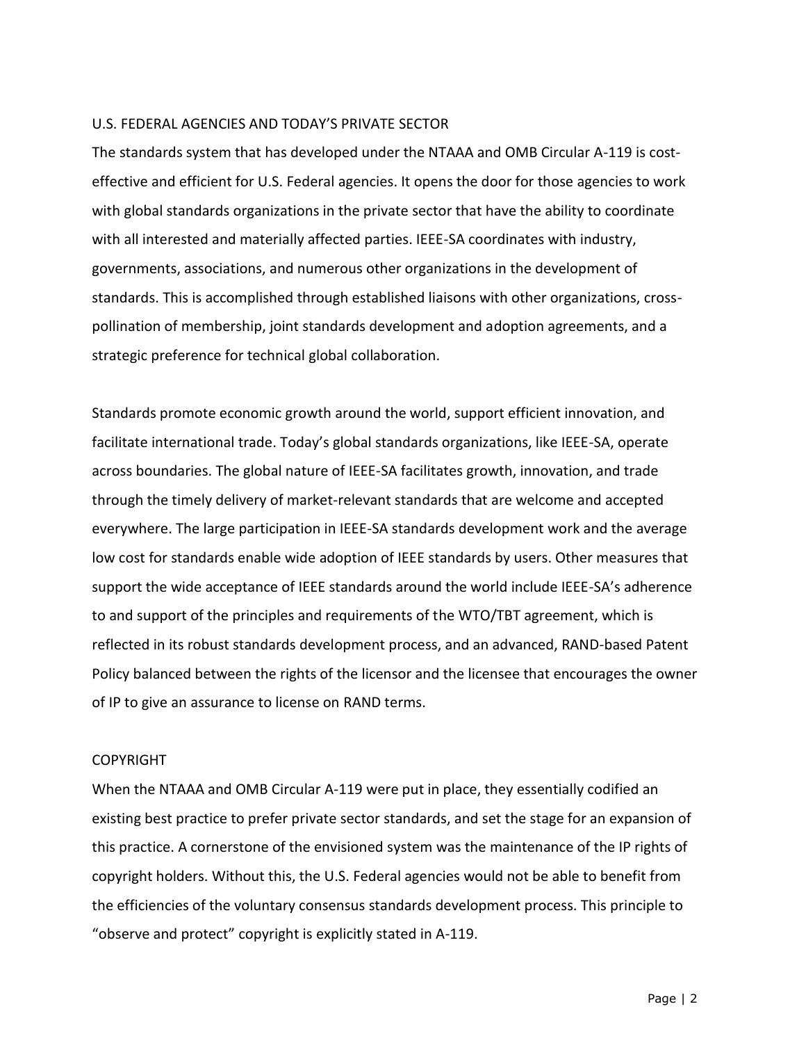## U.S. FEDERAL AGENCIES AND TODAY'S PRIVATE SECTOR

The standards system that has developed under the NTAAA and OMB Circular A-119 is cost-effective and efficient for U.S. Federal agencies. It opens the door for those agencies to work with global standards organizations in the private sector that have the ability to coordinate with all interested and materially affected parties. IEEE-SA coordinates with industry, governments, associations, and numerous other organizations in the development of standards. This is accomplished through established liaisons with other organizations, cross-pollination of membership, joint standards development and adoption agreements, and a strategic preference for technical global collaboration.

Standards promote economic growth around the world, support efficient innovation, and facilitate international trade. Today's global standards organizations, like IEEE-SA, operate across boundaries. The global nature of IEEE-SA facilitates growth, innovation, and trade through the timely delivery of market-relevant standards that are welcome and accepted everywhere. The large participation in IEEE-SA standards development work and the average low cost for standards enable wide adoption of IEEE standards by users. Other measures that support the wide acceptance of IEEE standards around the world include IEEE-SA's adherence to and support of the principles and requirements of the WTO/TBT agreement, which is reflected in its robust standards development process, and an advanced, RAND-based Patent Policy balanced between the rights of the licensor and the licensee that encourages the owner of IP to give an assurance to license on RAND terms.

## COPYRIGHT

When the NTAAA and OMB Circular A-119 were put in place, they essentially codified an existing best practice to prefer private sector standards, and set the stage for an expansion of this practice. A cornerstone of the envisioned system was the maintenance of the IP rights of copyright holders. Without this, the U.S. Federal agencies would not be able to benefit from the efficiencies of the voluntary consensus standards development process. This principle to "observe and protect" copyright is explicitly stated in A-119.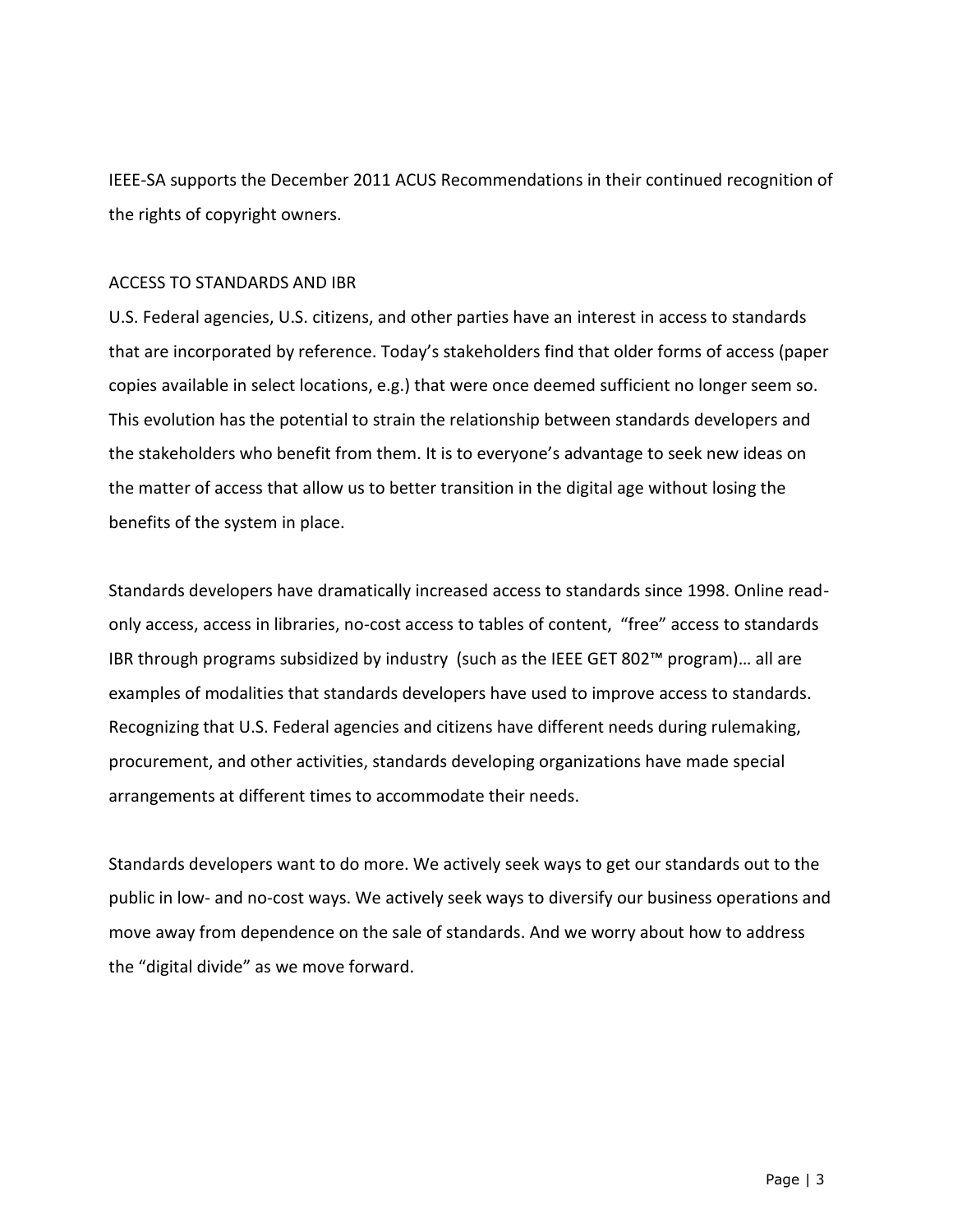IEEE-SA supports the December 2011 ACUS Recommendations in their continued recognition of the rights of copyright owners.

## ACCESS TO STANDARDS AND IBR

U.S. Federal agencies, U.S. citizens, and other parties have an interest in access to standards that are incorporated by reference. Today's stakeholders find that older forms of access (paper copies available in select locations, e.g.) that were once deemed sufficient no longer seem so. This evolution has the potential to strain the relationship between standards developers and the stakeholders who benefit from them. It is to everyone's advantage to seek new ideas on the matter of access that allow us to better transition in the digital age without losing the benefits of the system in place.

Standards developers have dramatically increased access to standards since 1998. Online read-only access, access in libraries, no-cost access to tables of content, "free" access to standards IBR through programs subsidized by industry (such as the IEEE GET 802™ program)… all are examples of modalities that standards developers have used to improve access to standards. Recognizing that U.S. Federal agencies and citizens have different needs during rulemaking, procurement, and other activities, standards developing organizations have made special arrangements at different times to accommodate their needs.

Standards developers want to do more. We actively seek ways to get our standards out to the public in low- and no-cost ways. We actively seek ways to diversify our business operations and move away from dependence on the sale of standards. And we worry about how to address the "digital divide" as we move forward.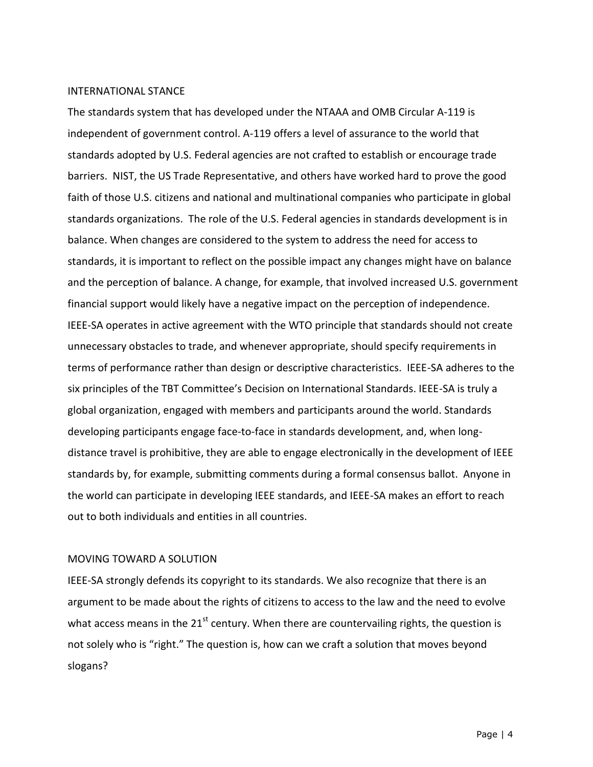## INTERNATIONAL STANCE

The standards system that has developed under the NTAAA and OMB Circular A-119 is independent of government control. A-119 offers a level of assurance to the world that standards adopted by U.S. Federal agencies are not crafted to establish or encourage trade barriers. NIST, the US Trade Representative, and others have worked hard to prove the good faith of those U.S. citizens and national and multinational companies who participate in global standards organizations. The role of the U.S. Federal agencies in standards development is in balance. When changes are considered to the system to address the need for access to standards, it is important to reflect on the possible impact any changes might have on balance and the perception of balance. A change, for example, that involved increased U.S. government financial support would likely have a negative impact on the perception of independence. IEEE-SA operates in active agreement with the WTO principle that standards should not create unnecessary obstacles to trade, and whenever appropriate, should specify requirements in terms of performance rather than design or descriptive characteristics. IEEE-SA adheres to the six principles of the TBT Committee's Decision on International Standards. IEEE-SA is truly a global organization, engaged with members and participants around the world. Standards developing participants engage face-to-face in standards development, and, when long-distance travel is prohibitive, they are able to engage electronically in the development of IEEE standards by, for example, submitting comments during a formal consensus ballot. Anyone in the world can participate in developing IEEE standards, and IEEE-SA makes an effort to reach out to both individuals and entities in all countries.

## MOVING TOWARD A SOLUTION

IEEE-SA strongly defends its copyright to its standards. We also recognize that there is an argument to be made about the rights of citizens to access to the law and the need to evolve what access means in the 21st century. When there are countervailing rights, the question is not solely who is "right." The question is, how can we craft a solution that moves beyond slogans?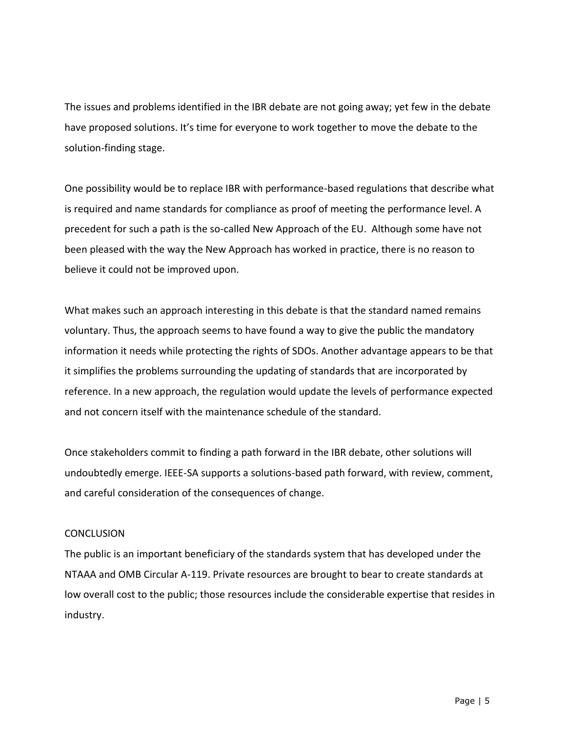The issues and problems identified in the IBR debate are not going away; yet few in the debate have proposed solutions. It's time for everyone to work together to move the debate to the solution-finding stage.

One possibility would be to replace IBR with performance-based regulations that describe what is required and name standards for compliance as proof of meeting the performance level. A precedent for such a path is the so-called New Approach of the EU. Although some have not been pleased with the way the New Approach has worked in practice, there is no reason to believe it could not be improved upon.

What makes such an approach interesting in this debate is that the standard named remains voluntary. Thus, the approach seems to have found a way to give the public the mandatory information it needs while protecting the rights of SDOs. Another advantage appears to be that it simplifies the problems surrounding the updating of standards that are incorporated by reference. In a new approach, the regulation would update the levels of performance expected and not concern itself with the maintenance schedule of the standard.

Once stakeholders commit to finding a path forward in the IBR debate, other solutions will undoubtedly emerge. IEEE-SA supports a solutions-based path forward, with review, comment, and careful consideration of the consequences of change.

## CONCLUSION

The public is an important beneficiary of the standards system that has developed under the NTAAA and OMB Circular A-119. Private resources are brought to bear to create standards at low overall cost to the public; those resources include the considerable expertise that resides in industry.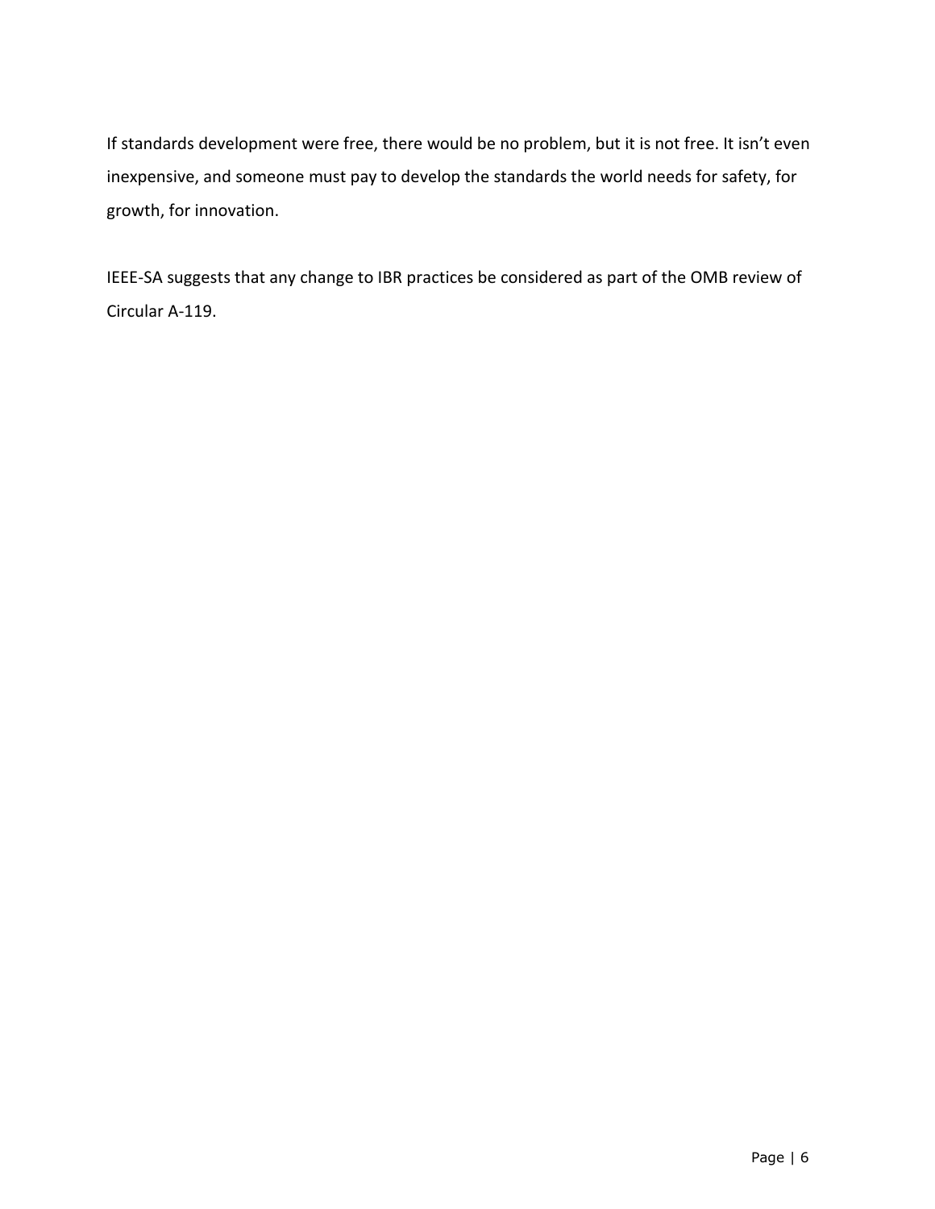If standards development were free, there would be no problem, but it is not free. It isn't even inexpensive, and someone must pay to develop the standards the world needs for safety, for growth, for innovation.

IEEE-SA suggests that any change to IBR practices be considered as part of the OMB review of Circular A-119.